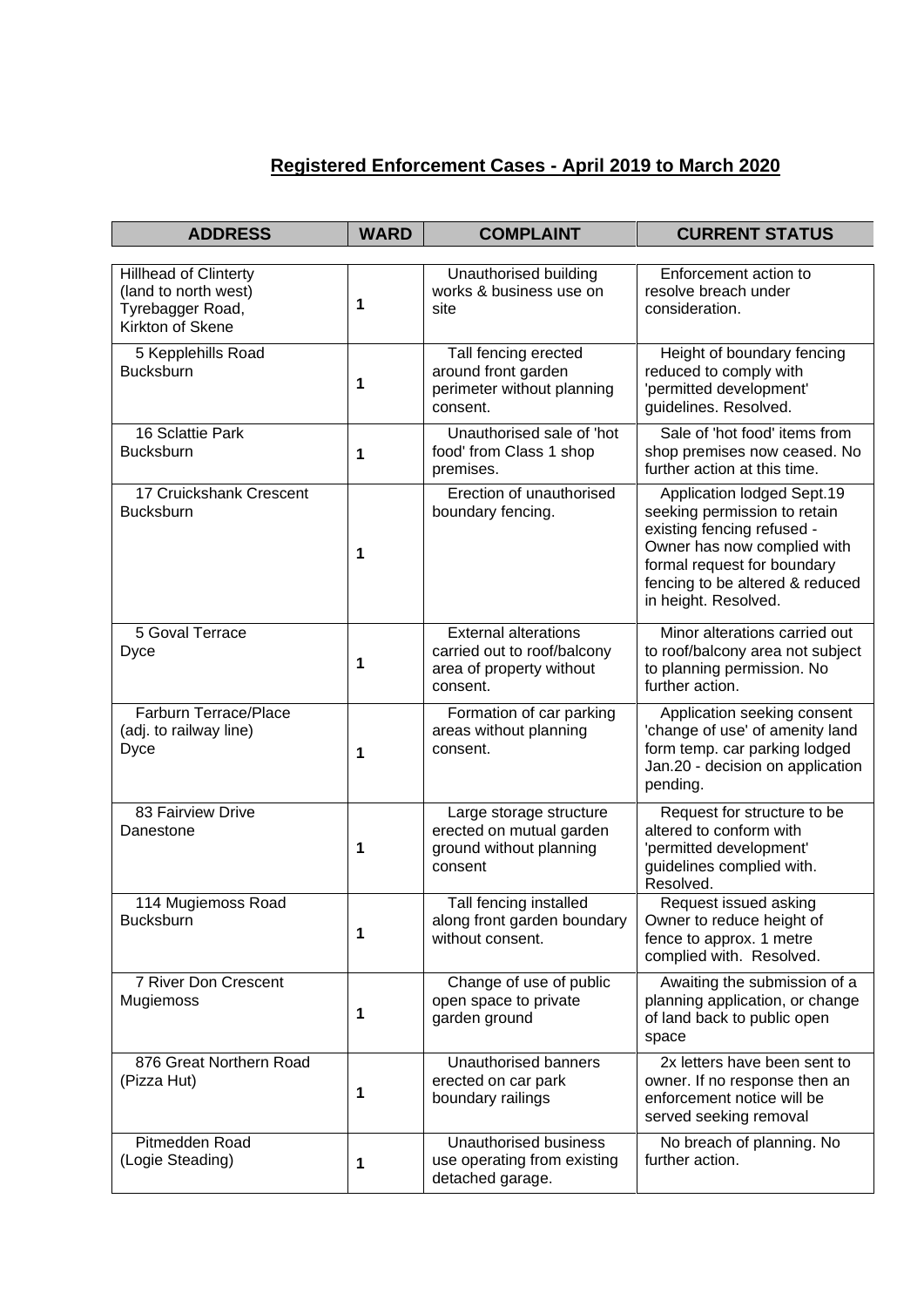# Registered Enforcement Cases - April 2019 to March 2020

| ADDRESS | WARD | COMPLAINT | CURRENT STATUS |
|---|---|---|---|
| Hillhead of Clinterty (land to north west) Tyrebagger Road, Kirkton of Skene | 1 | Unauthorised building works & business use on site | Enforcement action to resolve breach under consideration. |
| 5 Kepplehills Road Bucksburn | 1 | Tall fencing erected around front garden perimeter without planning consent. | Height of boundary fencing reduced to comply with 'permitted development' guidelines. Resolved. |
| 16 Sclattie Park Bucksburn | 1 | Unauthorised sale of 'hot food' from Class 1 shop premises. | Sale of 'hot food' items from shop premises now ceased. No further action at this time. |
| 17 Cruickshank Crescent Bucksburn | 1 | Erection of unauthorised boundary fencing. | Application lodged Sept.19 seeking permission to retain existing fencing refused - Owner has now complied with formal request for boundary fencing to be altered & reduced in height. Resolved. |
| 5 Goval Terrace Dyce | 1 | External alterations carried out to roof/balcony area of property without consent. | Minor alterations carried out to roof/balcony area not subject to planning permission. No further action. |
| Farburn Terrace/Place (adj. to railway line) Dyce | 1 | Formation of car parking areas without planning consent. | Application seeking consent 'change of use' of amenity land form temp. car parking lodged Jan.20 - decision on application pending. |
| 83 Fairview Drive Danestone | 1 | Large storage structure erected on mutual garden ground without planning consent | Request for structure to be altered to conform with 'permitted development' guidelines complied with. Resolved. |
| 114 Mugiemoss Road Bucksburn | 1 | Tall fencing installed along front garden boundary without consent. | Request issued asking Owner to reduce height of fence to approx. 1 metre complied with. Resolved. |
| 7 River Don Crescent Mugiemoss | 1 | Change of use of public open space to private garden ground | Awaiting the submission of a planning application, or change of land back to public open space |
| 876 Great Northern Road (Pizza Hut) | 1 | Unauthorised banners erected on car park boundary railings | 2x letters have been sent to owner. If no response then an enforcement notice will be served seeking removal |
| Pitmedden Road (Logie Steading) | 1 | Unauthorised business use operating from existing detached garage. | No breach of planning. No further action. |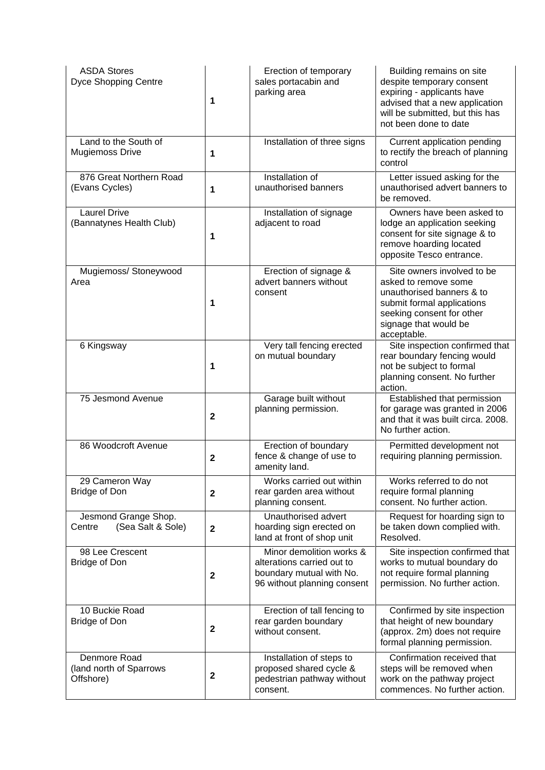| | | | |
|---|---|---|---|
| ASDA Stores Dyce Shopping Centre | 1 | Erection of temporary sales portacabin and parking area | Building remains on site despite temporary consent expiring - applicants have advised that a new application will be submitted, but this has not been done to date |
| Land to the South of Mugiemoss Drive | 1 | Installation of three signs | Current application pending to rectify the breach of planning control |
| 876 Great Northern Road (Evans Cycles) | 1 | Installation of unauthorised banners | Letter issued asking for the unauthorised advert banners to be removed. |
| Laurel Drive (Bannatynes Health Club) | 1 | Installation of signage adjacent to road | Owners have been asked to lodge an application seeking consent for site signage & to remove hoarding located opposite Tesco entrance. |
| Mugiemoss/ Stoneywood Area | 1 | Erection of signage & advert banners without consent | Site owners involved to be asked to remove some unauthorised banners & to submit formal applications seeking consent for other signage that would be acceptable. |
| 6 Kingsway | 1 | Very tall fencing erected on mutual boundary | Site inspection confirmed that rear boundary fencing would not be subject to formal planning consent. No further action. |
| 75 Jesmond Avenue | 2 | Garage built without planning permission. | Established that permission for garage was granted in 2006 and that it was built circa. 2008. No further action. |
| 86 Woodcroft Avenue | 2 | Erection of boundary fence & change of use to amenity land. | Permitted development not requiring planning permission. |
| 29 Cameron Way Bridge of Don | 2 | Works carried out within rear garden area without planning consent. | Works referred to do not require formal planning consent. No further action. |
| Jesmond Grange Shop. Centre (Sea Salt & Sole) | 2 | Unauthorised advert hoarding sign erected on land at front of shop unit | Request for hoarding sign to be taken down complied with. Resolved. |
| 98 Lee Crescent Bridge of Don | 2 | Minor demolition works & alterations carried out to boundary mutual with No. 96 without planning consent | Site inspection confirmed that works to mutual boundary do not require formal planning permission. No further action. |
| 10 Buckie Road Bridge of Don | 2 | Erection of tall fencing to rear garden boundary without consent. | Confirmed by site inspection that height of new boundary (approx. 2m) does not require formal planning permission. |
| Denmore Road (land north of Sparrows Offshore) | 2 | Installation of steps to proposed shared cycle & pedestrian pathway without consent. | Confirmation received that steps will be removed when work on the pathway project commences. No further action. |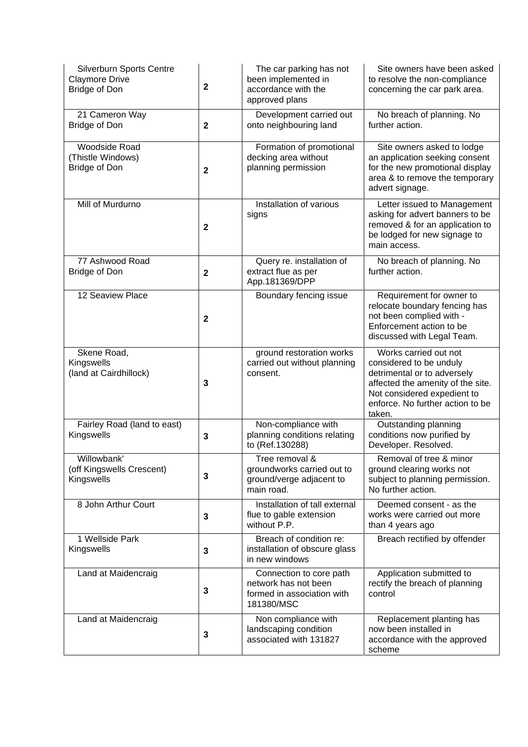| | | | |
|---|---|---|---|
| Silverburn Sports Centre Claymore Drive Bridge of Don | 2 | The car parking has not been implemented in accordance with the approved plans | Site owners have been asked to resolve the non-compliance concerning the car park area. |
| 21 Cameron Way Bridge of Don | 2 | Development carried out onto neighbouring land | No breach of planning. No further action. |
| Woodside Road (Thistle Windows) Bridge of Don | 2 | Formation of promotional decking area without planning permission | Site owners asked to lodge an application seeking consent for the new promotional display area & to remove the temporary advert signage. |
| Mill of Murdurno | 2 | Installation of various signs | Letter issued to Management asking for advert banners to be removed & for an application to be lodged for new signage to main access. |
| 77 Ashwood Road Bridge of Don | 2 | Query re. installation of extract flue as per App.181369/DPP | No breach of planning. No further action. |
| 12 Seaview Place | 2 | Boundary fencing issue | Requirement for owner to relocate boundary fencing has not been complied with - Enforcement action to be discussed with Legal Team. |
| Skene Road, Kingswells (land at Cairdhillock) | 3 | ground restoration works carried out without planning consent. | Works carried out not considered to be unduly detrimental or to adversely affected the amenity of the site. Not considered expedient to enforce. No further action to be taken. |
| Fairley Road (land to east) Kingswells | 3 | Non-compliance with planning conditions relating to (Ref.130288) | Outstanding planning conditions now purified by Developer. Resolved. |
| Willowbank' (off Kingswells Crescent) Kingswells | 3 | Tree removal & groundworks carried out to ground/verge adjacent to main road. | Removal of tree & minor ground clearing works not subject to planning permission. No further action. |
| 8 John Arthur Court | 3 | Installation of tall external flue to gable extension without P.P. | Deemed consent - as the works were carried out more than 4 years ago |
| 1 Wellside Park Kingswells | 3 | Breach of condition re: installation of obscure glass in new windows | Breach rectified by offender |
| Land at Maidencraig | 3 | Connection to core path network has not been formed in association with 181380/MSC | Application submitted to rectify the breach of planning control |
| Land at Maidencraig | 3 | Non compliance with landscaping condition associated with 131827 | Replacement planting has now been installed in accordance with the approved scheme |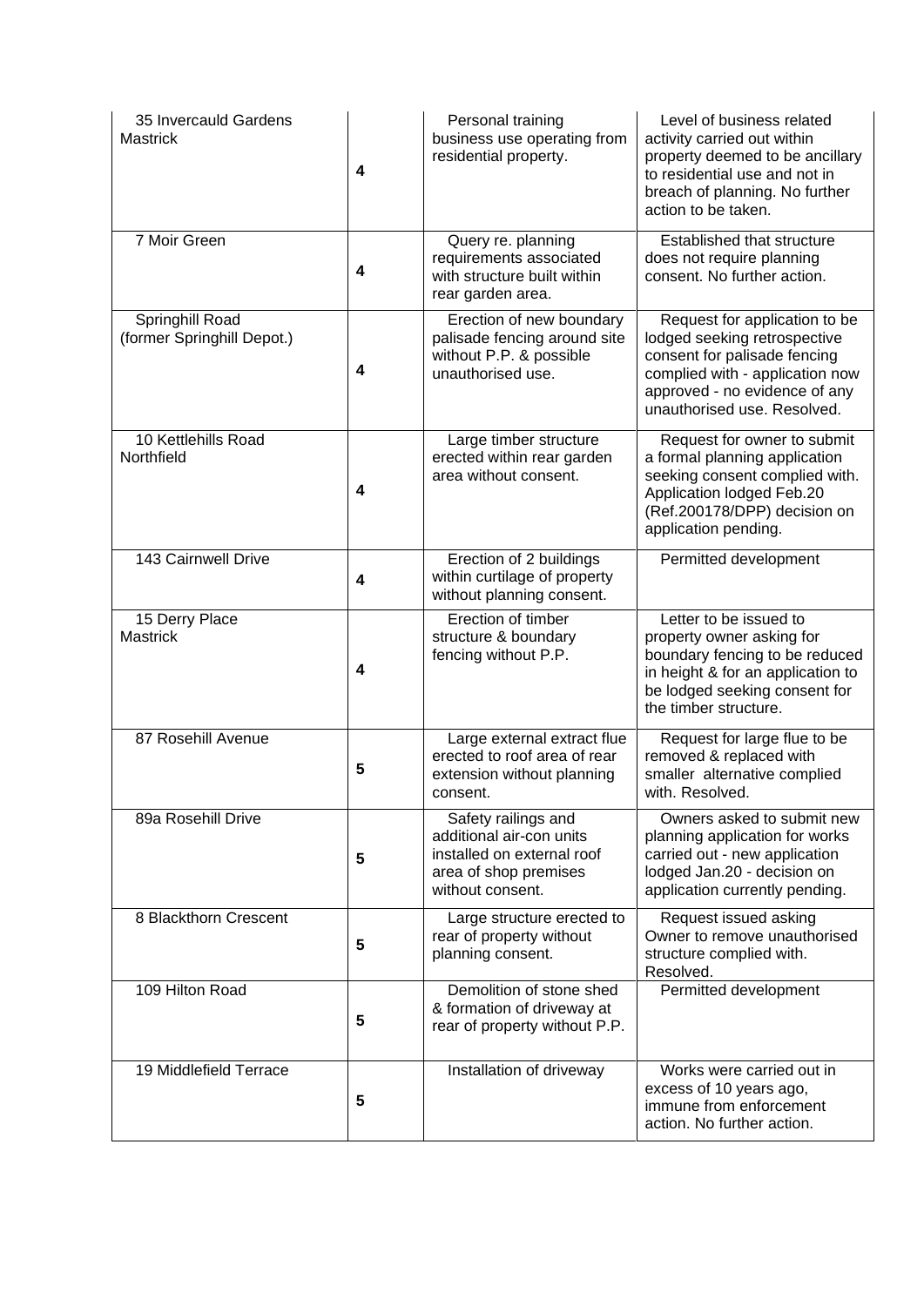| | | | |
|---|---|---|---|
| 35 Invercauld Gardens Mastrick | 4 | Personal training business use operating from residential property. | Level of business related activity carried out within property deemed to be ancillary to residential use and not in breach of planning. No further action to be taken. |
| 7 Moir Green | 4 | Query re. planning requirements associated with structure built within rear garden area. | Established that structure does not require planning consent. No further action. |
| Springhill Road (former Springhill Depot.) | 4 | Erection of new boundary palisade fencing around site without P.P. & possible unauthorised use. | Request for application to be lodged seeking retrospective consent for palisade fencing complied with - application now approved - no evidence of any unauthorised use. Resolved. |
| 10 Kettlehills Road Northfield | 4 | Large timber structure erected within rear garden area without consent. | Request for owner to submit a formal planning application seeking consent complied with. Application lodged Feb.20 (Ref.200178/DPP) decision on application pending. |
| 143 Cairnwell Drive | 4 | Erection of 2 buildings within curtilage of property without planning consent. | Permitted development |
| 15 Derry Place Mastrick | 4 | Erection of timber structure & boundary fencing without P.P. | Letter to be issued to property owner asking for boundary fencing to be reduced in height & for an application to be lodged seeking consent for the timber structure. |
| 87 Rosehill Avenue | 5 | Large external extract flue erected to roof area of rear extension without planning consent. | Request for large flue to be removed & replaced with smaller alternative complied with. Resolved. |
| 89a Rosehill Drive | 5 | Safety railings and additional air-con units installed on external roof area of shop premises without consent. | Owners asked to submit new planning application for works carried out - new application lodged Jan.20 - decision on application currently pending. |
| 8 Blackthorn Crescent | 5 | Large structure erected to rear of property without planning consent. | Request issued asking Owner to remove unauthorised structure complied with. Resolved. |
| 109 Hilton Road | 5 | Demolition of stone shed & formation of driveway at rear of property without P.P. | Permitted development |
| 19 Middlefield Terrace | 5 | Installation of driveway | Works were carried out in excess of 10 years ago, immune from enforcement action. No further action. |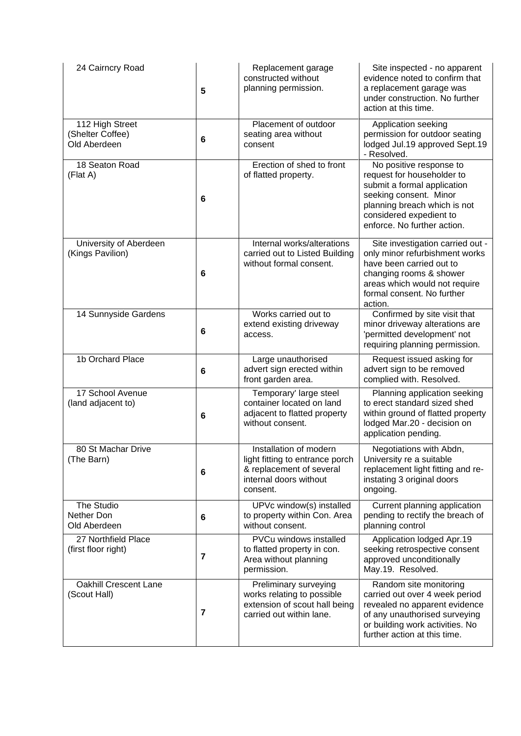| 24 Cairncry Road | 5 | Replacement garage constructed without planning permission. | Site inspected - no apparent evidence noted to confirm that a replacement garage was under construction. No further action at this time. |
|---|---|---|---|
| 112 High Street (Shelter Coffee) Old Aberdeen | 6 | Placement of outdoor seating area without consent | Application seeking permission for outdoor seating lodged Jul.19 approved Sept.19 - Resolved. |
| 18 Seaton Road (Flat A) | 6 | Erection of shed to front of flatted property. | No positive response to request for householder to submit a formal application seeking consent. Minor planning breach which is not considered expedient to enforce. No further action. |
| University of Aberdeen (Kings Pavilion) | 6 | Internal works/alterations carried out to Listed Building without formal consent. | Site investigation carried out - only minor refurbishment works have been carried out to changing rooms & shower areas which would not require formal consent. No further action. |
| 14 Sunnyside Gardens | 6 | Works carried out to extend existing driveway access. | Confirmed by site visit that minor driveway alterations are 'permitted development' not requiring planning permission. |
| 1b Orchard Place | 6 | Large unauthorised advert sign erected within front garden area. | Request issued asking for advert sign to be removed complied with. Resolved. |
| 17 School Avenue (land adjacent to) | 6 | Temporary' large steel container located on land adjacent to flatted property without consent. | Planning application seeking to erect standard sized shed within ground of flatted property lodged Mar.20 - decision on application pending. |
| 80 St Machar Drive (The Barn) | 6 | Installation of modern light fitting to entrance porch & replacement of several internal doors without consent. | Negotiations with Abdn, University re a suitable replacement light fitting and re-instating 3 original doors ongoing. |
| The Studio Nether Don Old Aberdeen | 6 | UPVc window(s) installed to property within Con. Area without consent. | Current planning application pending to rectify the breach of planning control |
| 27 Northfield Place (first floor right) | 7 | PVCu windows installed to flatted property in con. Area without planning permission. | Application lodged Apr.19 seeking retrospective consent approved unconditionally May.19. Resolved. |
| Oakhill Crescent Lane (Scout Hall) | 7 | Preliminary surveying works relating to possible extension of scout hall being carried out within lane. | Random site monitoring carried out over 4 week period revealed no apparent evidence of any unauthorised surveying or building work activities. No further action at this time. |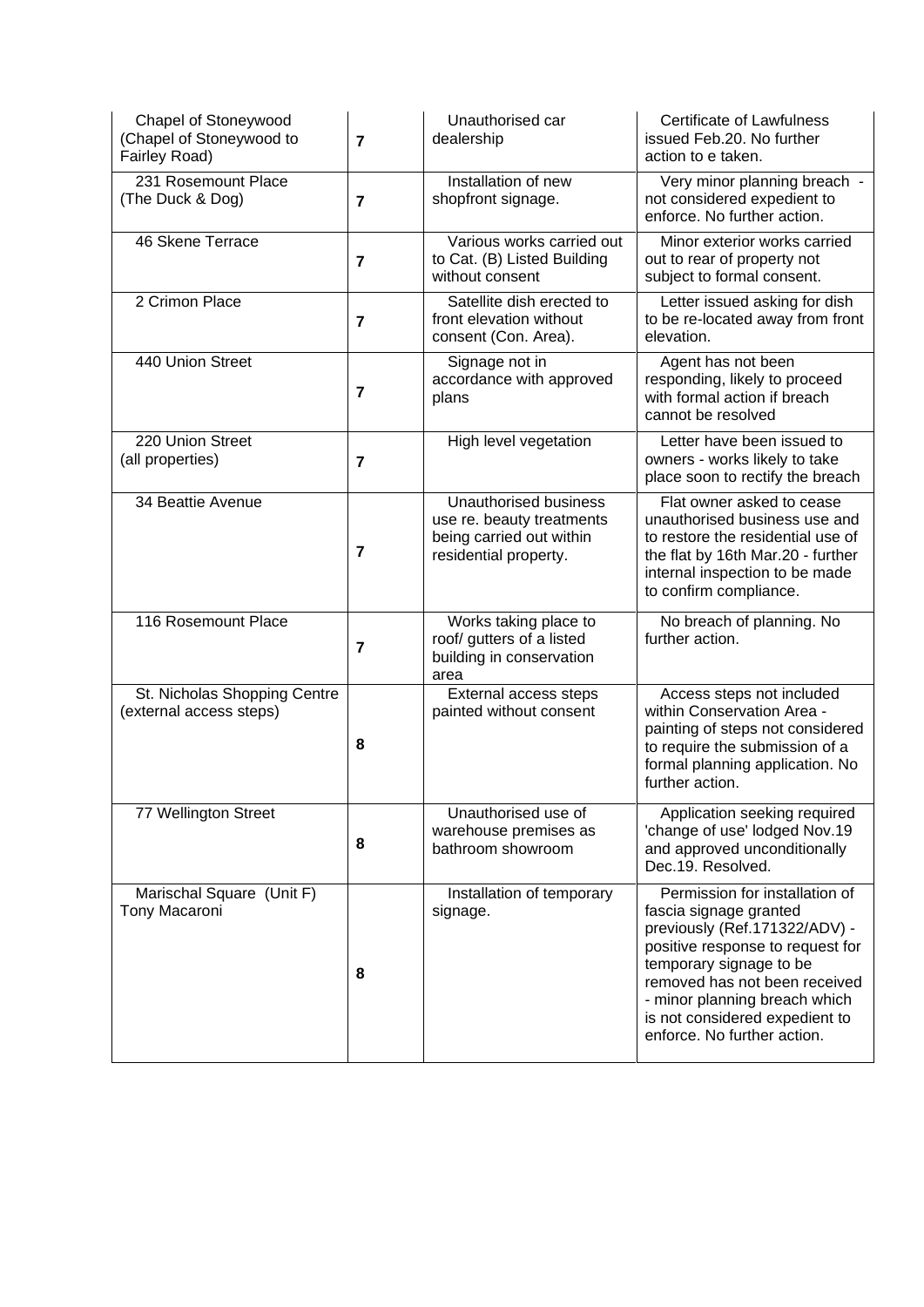| Chapel of Stoneywood (Chapel of Stoneywood to Fairley Road) | 7 | Unauthorised car dealership | Certificate of Lawfulness issued Feb.20. No further action to e taken. |
|---|---|---|---|
| 231 Rosemount Place (The Duck & Dog) | 7 | Installation of new shopfront signage. | Very minor planning breach - not considered expedient to enforce. No further action. |
| 46 Skene Terrace | 7 | Various works carried out to Cat. (B) Listed Building without consent | Minor exterior works carried out to rear of property not subject to formal consent. |
| 2 Crimon Place | 7 | Satellite dish erected to front elevation without consent (Con. Area). | Letter issued asking for dish to be re-located away from front elevation. |
| 440 Union Street | 7 | Signage not in accordance with approved plans | Agent has not been responding, likely to proceed with formal action if breach cannot be resolved |
| 220 Union Street (all properties) | 7 | High level vegetation | Letter have been issued to owners - works likely to take place soon to rectify the breach |
| 34 Beattie Avenue | 7 | Unauthorised business use re. beauty treatments being carried out within residential property. | Flat owner asked to cease unauthorised business use and to restore the residential use of the flat by 16th Mar.20 - further internal inspection to be made to confirm compliance. |
| 116 Rosemount Place | 7 | Works taking place to roof/ gutters of a listed building in conservation area | No breach of planning. No further action. |
| St. Nicholas Shopping Centre (external access steps) | 8 | External access steps painted without consent | Access steps not included within Conservation Area - painting of steps not considered to require the submission of a formal planning application. No further action. |
| 77 Wellington Street | 8 | Unauthorised use of warehouse premises as bathroom showroom | Application seeking required 'change of use' lodged Nov.19 and approved unconditionally Dec.19. Resolved. |
| Marischal Square (Unit F) Tony Macaroni | 8 | Installation of temporary signage. | Permission for installation of fascia signage granted previously (Ref.171322/ADV) - positive response to request for temporary signage to be removed has not been received - minor planning breach which is not considered expedient to enforce. No further action. |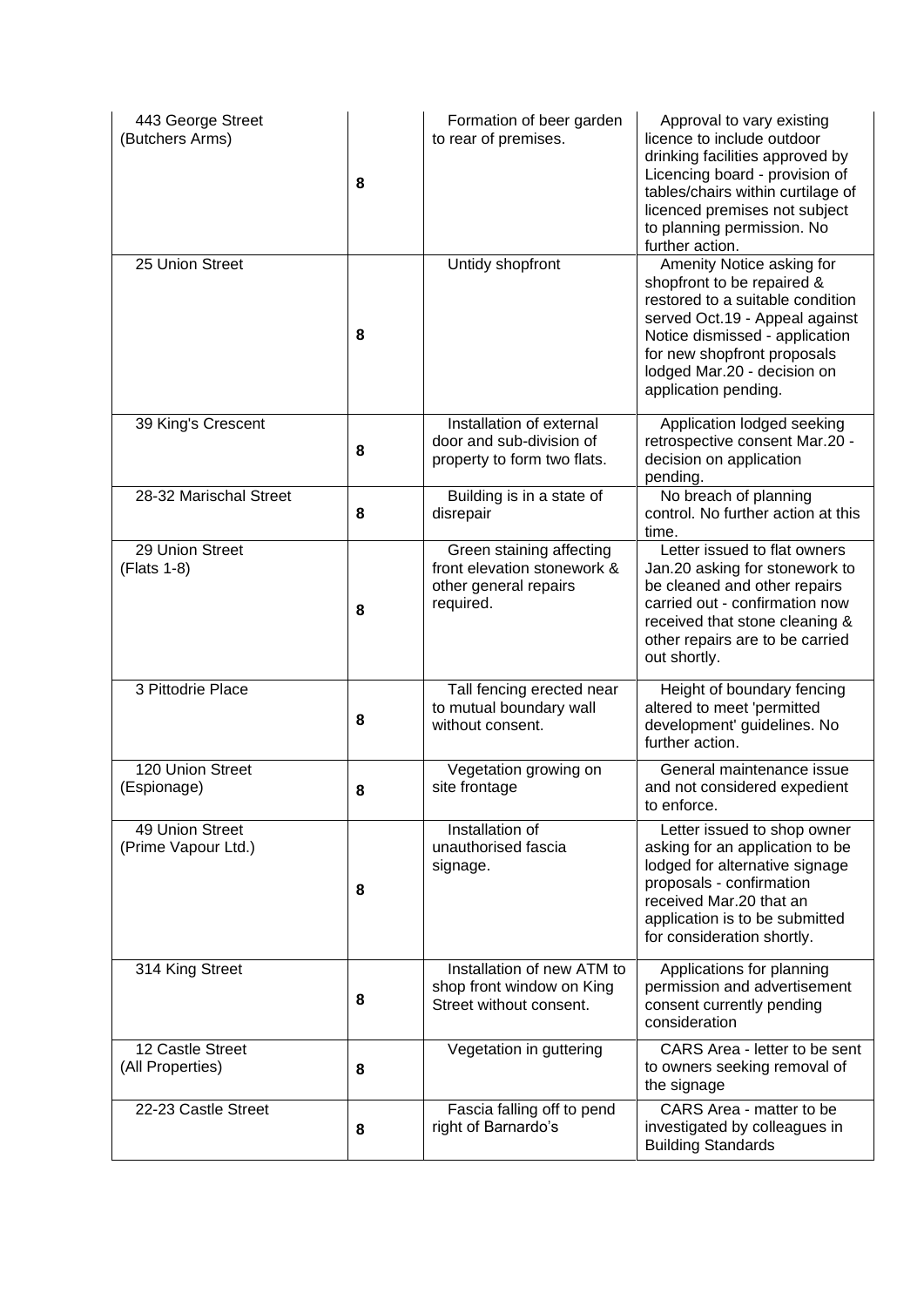| | | | |
|---|---|---|---|
| 443 George Street (Butchers Arms) | 8 | Formation of beer garden to rear of premises. | Approval to vary existing licence to include outdoor drinking facilities approved by Licencing board - provision of tables/chairs within curtilage of licenced premises not subject to planning permission. No further action. |
| 25 Union Street | 8 | Untidy shopfront | Amenity Notice asking for shopfront to be repaired & restored to a suitable condition served Oct.19 - Appeal against Notice dismissed - application for new shopfront proposals lodged Mar.20 - decision on application pending. |
| 39 King's Crescent | 8 | Installation of external door and sub-division of property to form two flats. | Application lodged seeking retrospective consent Mar.20 - decision on application pending. |
| 28-32 Marischal Street | 8 | Building is in a state of disrepair | No breach of planning control. No further action at this time. |
| 29 Union Street (Flats 1-8) | 8 | Green staining affecting front elevation stonework & other general repairs required. | Letter issued to flat owners Jan.20 asking for stonework to be cleaned and other repairs carried out - confirmation now received that stone cleaning & other repairs are to be carried out shortly. |
| 3 Pittodrie Place | 8 | Tall fencing erected near to mutual boundary wall without consent. | Height of boundary fencing altered to meet 'permitted development' guidelines. No further action. |
| 120 Union Street (Espionage) | 8 | Vegetation growing on site frontage | General maintenance issue and not considered expedient to enforce. |
| 49 Union Street (Prime Vapour Ltd.) | 8 | Installation of unauthorised fascia signage. | Letter issued to shop owner asking for an application to be lodged for alternative signage proposals - confirmation received Mar.20 that an application is to be submitted for consideration shortly. |
| 314 King Street | 8 | Installation of new ATM to shop front window on King Street without consent. | Applications for planning permission and advertisement consent currently pending consideration |
| 12 Castle Street (All Properties) | 8 | Vegetation in guttering | CARS Area - letter to be sent to owners seeking removal of the signage |
| 22-23 Castle Street | 8 | Fascia falling off to pend right of Barnardo's | CARS Area - matter to be investigated by colleagues in Building Standards |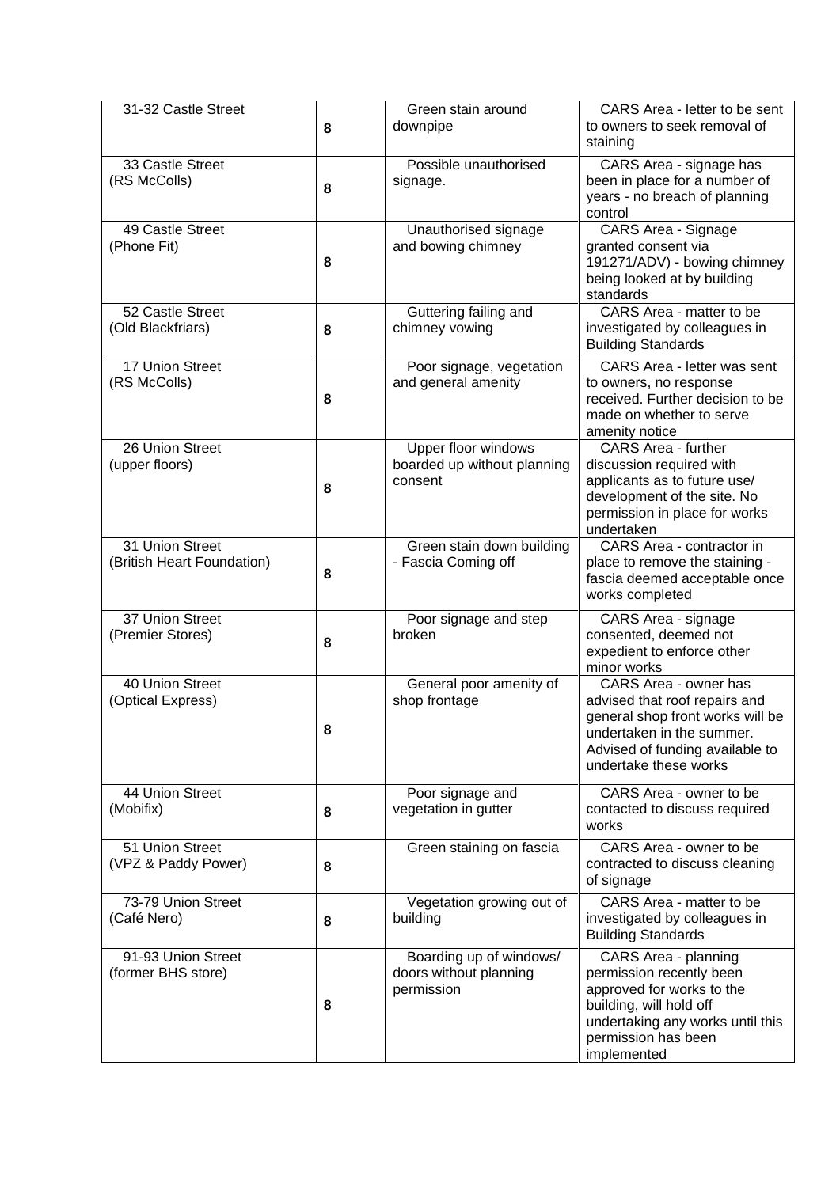| 31-32 Castle Street | 8 | Green stain around downpipe | CARS Area - letter to be sent to owners to seek removal of staining |
|---|---|---|---|
| 33 Castle Street (RS McColls) | 8 | Possible unauthorised signage. | CARS Area - signage has been in place for a number of years - no breach of planning control |
| 49 Castle Street (Phone Fit) | 8 | Unauthorised signage and bowing chimney | CARS Area - Signage granted consent via 191271/ADV) - bowing chimney being looked at by building standards |
| 52 Castle Street (Old Blackfriars) | 8 | Guttering failing and chimney vowing | CARS Area - matter to be investigated by colleagues in Building Standards |
| 17 Union Street (RS McColls) | 8 | Poor signage, vegetation and general amenity | CARS Area - letter was sent to owners, no response received. Further decision to be made on whether to serve amenity notice |
| 26 Union Street (upper floors) | 8 | Upper floor windows boarded up without planning consent | CARS Area - further discussion required with applicants as to future use/ development of the site. No permission in place for works undertaken |
| 31 Union Street (British Heart Foundation) | 8 | Green stain down building - Fascia Coming off | CARS Area - contractor in place to remove the staining - fascia deemed acceptable once works completed |
| 37 Union Street (Premier Stores) | 8 | Poor signage and step broken | CARS Area - signage consented, deemed not expedient to enforce other minor works |
| 40 Union Street (Optical Express) | 8 | General poor amenity of shop frontage | CARS Area - owner has advised that roof repairs and general shop front works will be undertaken in the summer. Advised of funding available to undertake these works |
| 44 Union Street (Mobifix) | 8 | Poor signage and vegetation in gutter | CARS Area - owner to be contacted to discuss required works |
| 51 Union Street (VPZ & Paddy Power) | 8 | Green staining on fascia | CARS Area - owner to be contracted to discuss cleaning of signage |
| 73-79 Union Street (Café Nero) | 8 | Vegetation growing out of building | CARS Area - matter to be investigated by colleagues in Building Standards |
| 91-93 Union Street (former BHS store) | 8 | Boarding up of windows/ doors without planning permission | CARS Area - planning permission recently been approved for works to the building, will hold off undertaking any works until this permission has been implemented |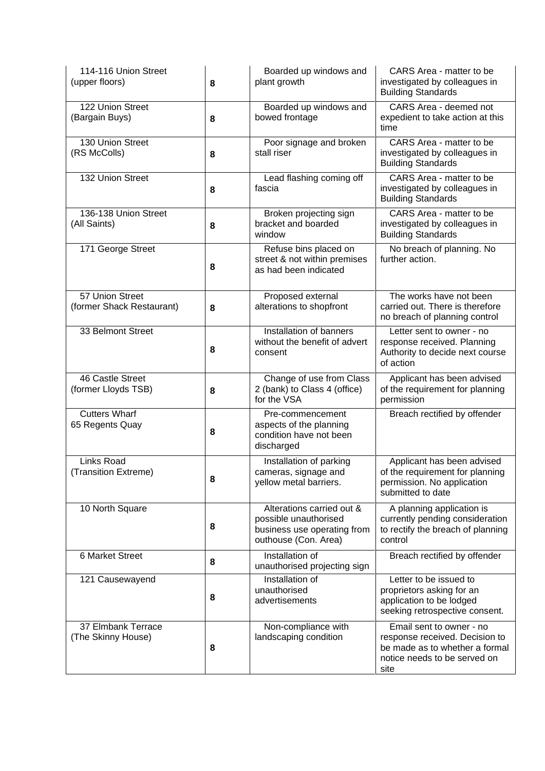| | | | |
|---|---|---|---|
| 114-116 Union Street (upper floors) | **8** | Boarded up windows and plant growth | CARS Area - matter to be investigated by colleagues in Building Standards |
| 122 Union Street (Bargain Buys) | **8** | Boarded up windows and bowed frontage | CARS Area - deemed not expedient to take action at this time |
| 130 Union Street (RS McColls) | **8** | Poor signage and broken stall riser | CARS Area - matter to be investigated by colleagues in Building Standards |
| 132 Union Street | **8** | Lead flashing coming off fascia | CARS Area - matter to be investigated by colleagues in Building Standards |
| 136-138 Union Street (All Saints) | **8** | Broken projecting sign bracket and boarded window | CARS Area - matter to be investigated by colleagues in Building Standards |
| 171 George Street | **8** | Refuse bins placed on street & not within premises as had been indicated | No breach of planning. No further action. |
| 57 Union Street (former Shack Restaurant) | **8** | Proposed external alterations to shopfront | The works have not been carried out. There is therefore no breach of planning control |
| 33 Belmont Street | **8** | Installation of banners without the benefit of advert consent | Letter sent to owner - no response received. Planning Authority to decide next course of action |
| 46 Castle Street (former Lloyds TSB) | **8** | Change of use from Class 2 (bank) to Class 4 (office) for the VSA | Applicant has been advised of the requirement for planning permission |
| Cutters Wharf 65 Regents Quay | **8** | Pre-commencement aspects of the planning condition have not been discharged | Breach rectified by offender |
| Links Road (Transition Extreme) | **8** | Installation of parking cameras, signage and yellow metal barriers. | Applicant has been advised of the requirement for planning permission. No application submitted to date |
| 10 North Square | **8** | Alterations carried out & possible unauthorised business use operating from outhouse (Con. Area) | A planning application is currently pending consideration to rectify the breach of planning control |
| 6 Market Street | **8** | Installation of unauthorised projecting sign | Breach rectified by offender |
| 121 Causewayend | **8** | Installation of unauthorised advertisements | Letter to be issued to proprietors asking for an application to be lodged seeking retrospective consent. |
| 37 Elmbank Terrace (The Skinny House) | **8** | Non-compliance with landscaping condition | Email sent to owner - no response received. Decision to be made as to whether a formal notice needs to be served on site |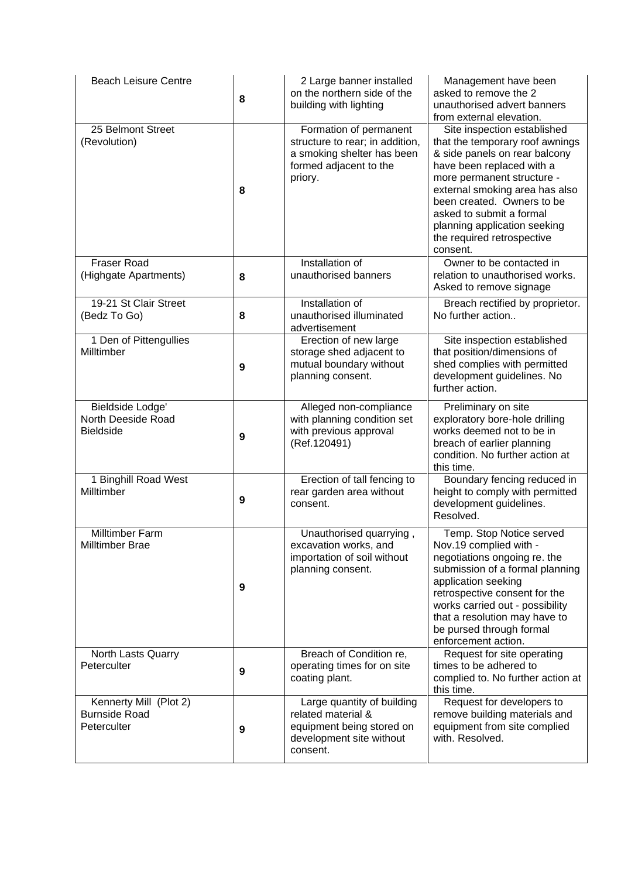| | | | |
|---|---|---|---|
| Beach Leisure Centre | **8** | 2 Large banner installed on the northern side of the building with lighting | Management have been asked to remove the 2 unauthorised advert banners from external elevation. |
| 25 Belmont Street (Revolution) | **8** | Formation of permanent structure to rear; in addition, a smoking shelter has been formed adjacent to the priory. | Site inspection established that the temporary roof awnings & side panels on rear balcony have been replaced with a more permanent structure - external smoking area has also been created. Owners to be asked to submit a formal planning application seeking the required retrospective consent. |
| Fraser Road (Highgate Apartments) | **8** | Installation of unauthorised banners | Owner to be contacted in relation to unauthorised works. Asked to remove signage |
| 19-21 St Clair Street (Bedz To Go) | **8** | Installation of unauthorised illuminated advertisement | Breach rectified by proprietor. No further action.. |
| 1 Den of Pittengullies Milltimber | **9** | Erection of new large storage shed adjacent to mutual boundary without planning consent. | Site inspection established that position/dimensions of shed complies with permitted development guidelines. No further action. |
| Bieldside Lodge' North Deeside Road Bieldside | **9** | Alleged non-compliance with planning condition set with previous approval (Ref.120491) | Preliminary on site exploratory bore-hole drilling works deemed not to be in breach of earlier planning condition. No further action at this time. |
| 1 Binghill Road West Milltimber | **9** | Erection of tall fencing to rear garden area without consent. | Boundary fencing reduced in height to comply with permitted development guidelines. Resolved. |
| Milltimber Farm Milltimber Brae | **9** | Unauthorised quarrying , excavation works, and importation of soil without planning consent. | Temp. Stop Notice served Nov.19 complied with - negotiations ongoing re. the submission of a formal planning application seeking retrospective consent for the works carried out - possibility that a resolution may have to be pursed through formal enforcement action. |
| North Lasts Quarry Peterculter | **9** | Breach of Condition re, operating times for on site coating plant. | Request for site operating times to be adhered to complied to. No further action at this time. |
| Kennerty Mill (Plot 2) Burnside Road Peterculter | **9** | Large quantity of building related material & equipment being stored on development site without consent. | Request for developers to remove building materials and equipment from site complied with. Resolved. |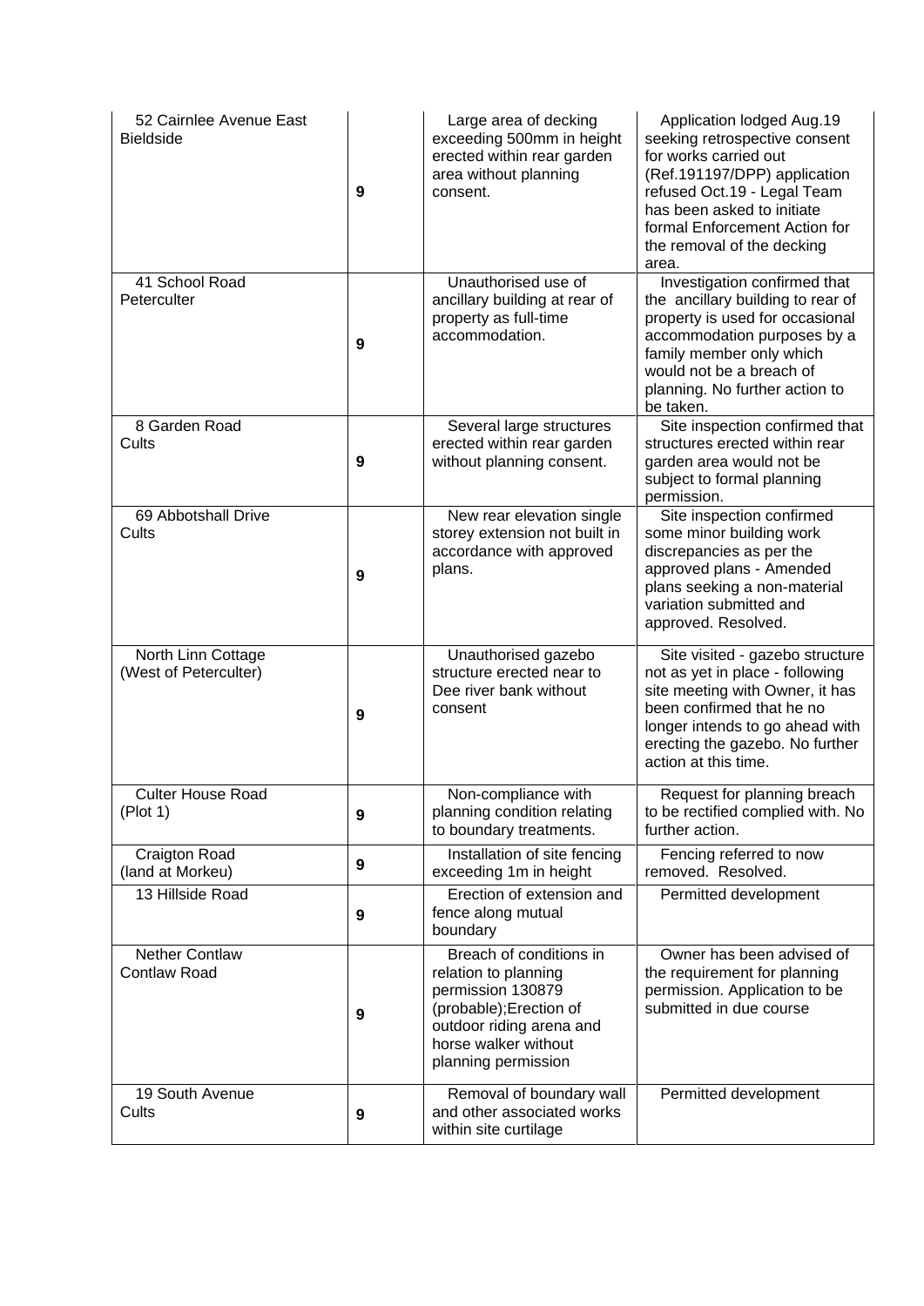| | | | |
|---|---|---|---|
| 52 Cairnlee Avenue East Bieldside | 9 | Large area of decking exceeding 500mm in height erected within rear garden area without planning consent. | Application lodged Aug.19 seeking retrospective consent for works carried out (Ref.191197/DPP) application refused Oct.19 - Legal Team has been asked to initiate formal Enforcement Action for the removal of the decking area. |
| 41 School Road Peterculter | 9 | Unauthorised use of ancillary building at rear of property as full-time accommodation. | Investigation confirmed that the ancillary building to rear of property is used for occasional accommodation purposes by a family member only which would not be a breach of planning. No further action to be taken. |
| 8 Garden Road Cults | 9 | Several large structures erected within rear garden without planning consent. | Site inspection confirmed that structures erected within rear garden area would not be subject to formal planning permission. |
| 69 Abbotshall Drive Cults | 9 | New rear elevation single storey extension not built in accordance with approved plans. | Site inspection confirmed some minor building work discrepancies as per the approved plans - Amended plans seeking a non-material variation submitted and approved. Resolved. |
| North Linn Cottage (West of Peterculter) | 9 | Unauthorised gazebo structure erected near to Dee river bank without consent | Site visited - gazebo structure not as yet in place - following site meeting with Owner, it has been confirmed that he no longer intends to go ahead with erecting the gazebo. No further action at this time. |
| Culter House Road (Plot 1) | 9 | Non-compliance with planning condition relating to boundary treatments. | Request for planning breach to be rectified complied with. No further action. |
| Craigton Road (land at Morkeu) | 9 | Installation of site fencing exceeding 1m in height | Fencing referred to now removed. Resolved. |
| 13 Hillside Road | 9 | Erection of extension and fence along mutual boundary | Permitted development |
| Nether Contlaw Contlaw Road | 9 | Breach of conditions in relation to planning permission 130879 (probable);Erection of outdoor riding arena and horse walker without planning permission | Owner has been advised of the requirement for planning permission. Application to be submitted in due course |
| 19 South Avenue Cults | 9 | Removal of boundary wall and other associated works within site curtilage | Permitted development |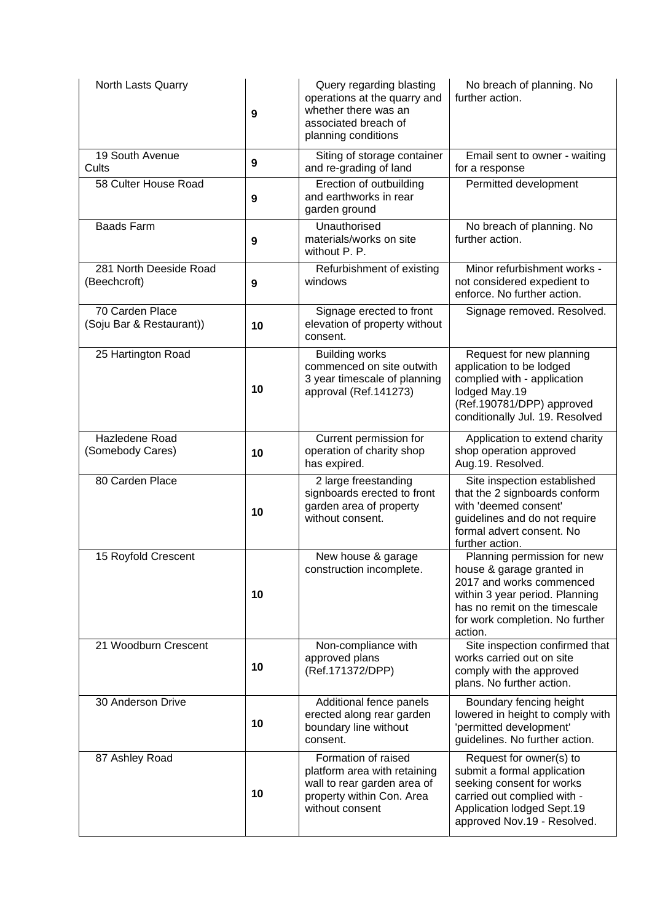| North Lasts Quarry | 9 | Query regarding blasting operations at the quarry and whether there was an associated breach of planning conditions | No breach of planning. No further action. |
|---|---|---|---|
| 19 South Avenue Cults | 9 | Siting of storage container and re-grading of land | Email sent to owner - waiting for a response |
| 58 Culter House Road | 9 | Erection of outbuilding and earthworks in rear garden ground | Permitted development |
| Baads Farm | 9 | Unauthorised materials/works on site without P. P. | No breach of planning. No further action. |
| 281 North Deeside Road (Beechcroft) | 9 | Refurbishment of existing windows | Minor refurbishment works - not considered expedient to enforce. No further action. |
| 70 Carden Place (Soju Bar & Restaurant)) | 10 | Signage erected to front elevation of property without consent. | Signage removed. Resolved. |
| 25 Hartington Road | 10 | Building works commenced on site outwith 3 year timescale of planning approval (Ref.141273) | Request for new planning application to be lodged complied with - application lodged May.19 (Ref.190781/DPP) approved conditionally Jul. 19. Resolved |
| Hazledene Road (Somebody Cares) | 10 | Current permission for operation of charity shop has expired. | Application to extend charity shop operation approved Aug.19. Resolved. |
| 80 Carden Place | 10 | 2 large freestanding signboards erected to front garden area of property without consent. | Site inspection established that the 2 signboards conform with 'deemed consent' guidelines and do not require formal advert consent. No further action. |
| 15 Royfold Crescent | 10 | New house & garage construction incomplete. | Planning permission for new house & garage granted in 2017 and works commenced within 3 year period. Planning has no remit on the timescale for work completion. No further action. |
| 21 Woodburn Crescent | 10 | Non-compliance with approved plans (Ref.171372/DPP) | Site inspection confirmed that works carried out on site comply with the approved plans. No further action. |
| 30 Anderson Drive | 10 | Additional fence panels erected along rear garden boundary line without consent. | Boundary fencing height lowered in height to comply with 'permitted development' guidelines. No further action. |
| 87 Ashley Road | 10 | Formation of raised platform area with retaining wall to rear garden area of property within Con. Area without consent | Request for owner(s) to submit a formal application seeking consent for works carried out complied with - Application lodged Sept.19 approved Nov.19 - Resolved. |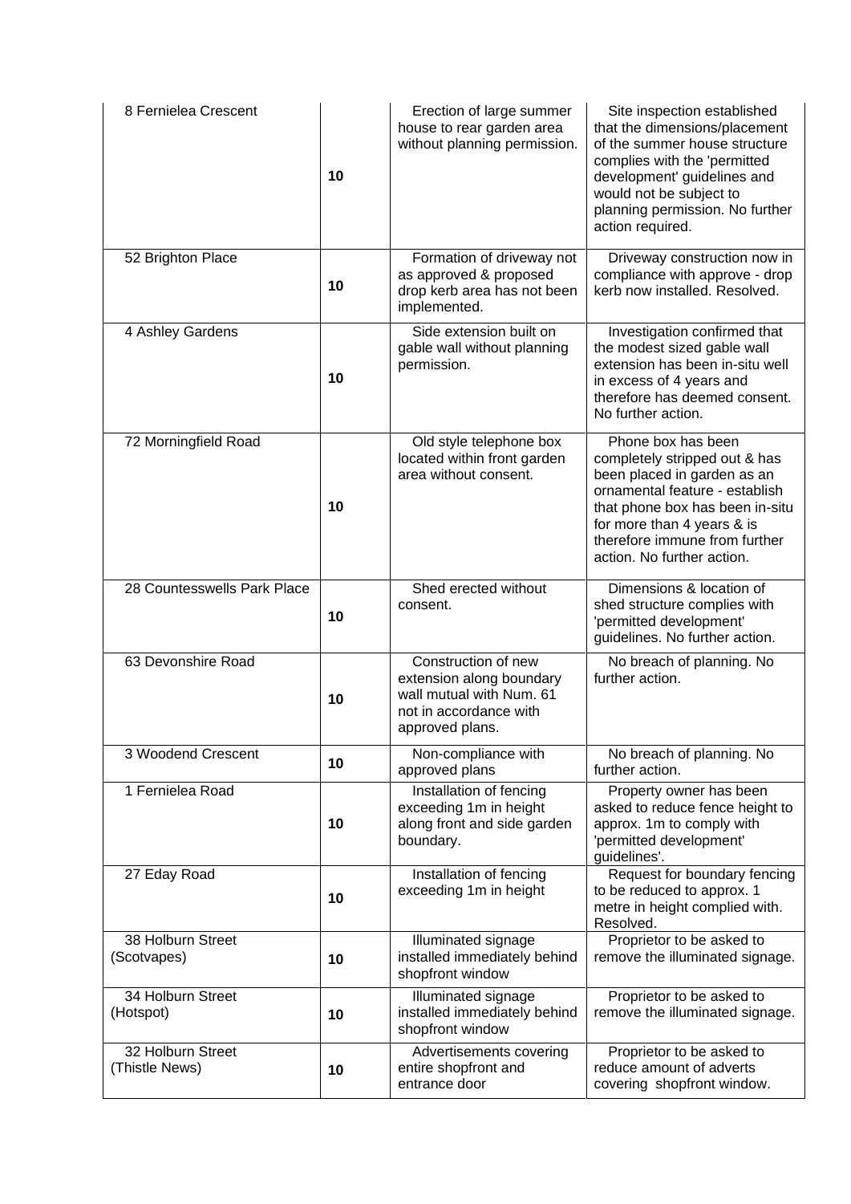| | | | |
|---|---|---|---|
| 8 Fernielea Crescent | **10** | Erection of large summer house to rear garden area without planning permission. | Site inspection established that the dimensions/placement of the summer house structure complies with the 'permitted development' guidelines and would not be subject to planning permission. No further action required. |
| 52 Brighton Place | **10** | Formation of driveway not as approved & proposed drop kerb area has not been implemented. | Driveway construction now in compliance with approve - drop kerb now installed. Resolved. |
| 4 Ashley Gardens | **10** | Side extension built on gable wall without planning permission. | Investigation confirmed that the modest sized gable wall extension has been in-situ well in excess of 4 years and therefore has deemed consent. No further action. |
| 72 Morningfield Road | **10** | Old style telephone box located within front garden area without consent. | Phone box has been completely stripped out & has been placed in garden as an ornamental feature - establish that phone box has been in-situ for more than 4 years & is therefore immune from further action. No further action. |
| 28 Countesswells Park Place | **10** | Shed erected without consent. | Dimensions & location of shed structure complies with 'permitted development' guidelines. No further action. |
| 63 Devonshire Road | **10** | Construction of new extension along boundary wall mutual with Num. 61 not in accordance with approved plans. | No breach of planning. No further action. |
| 3 Woodend Crescent | **10** | Non-compliance with approved plans | No breach of planning. No further action. |
| 1 Fernielea Road | **10** | Installation of fencing exceeding 1m in height along front and side garden boundary. | Property owner has been asked to reduce fence height to approx. 1m to comply with 'permitted development' guidelines'. |
| 27 Eday Road | **10** | Installation of fencing exceeding 1m in height | Request for boundary fencing to be reduced to approx. 1 metre in height complied with. Resolved. |
| 38 Holburn Street (Scotvapes) | **10** | Illuminated signage installed immediately behind shopfront window | Proprietor to be asked to remove the illuminated signage. |
| 34 Holburn Street (Hotspot) | **10** | Illuminated signage installed immediately behind shopfront window | Proprietor to be asked to remove the illuminated signage. |
| 32 Holburn Street (Thistle News) | **10** | Advertisements covering entire shopfront and entrance door | Proprietor to be asked to reduce amount of adverts covering shopfront window. |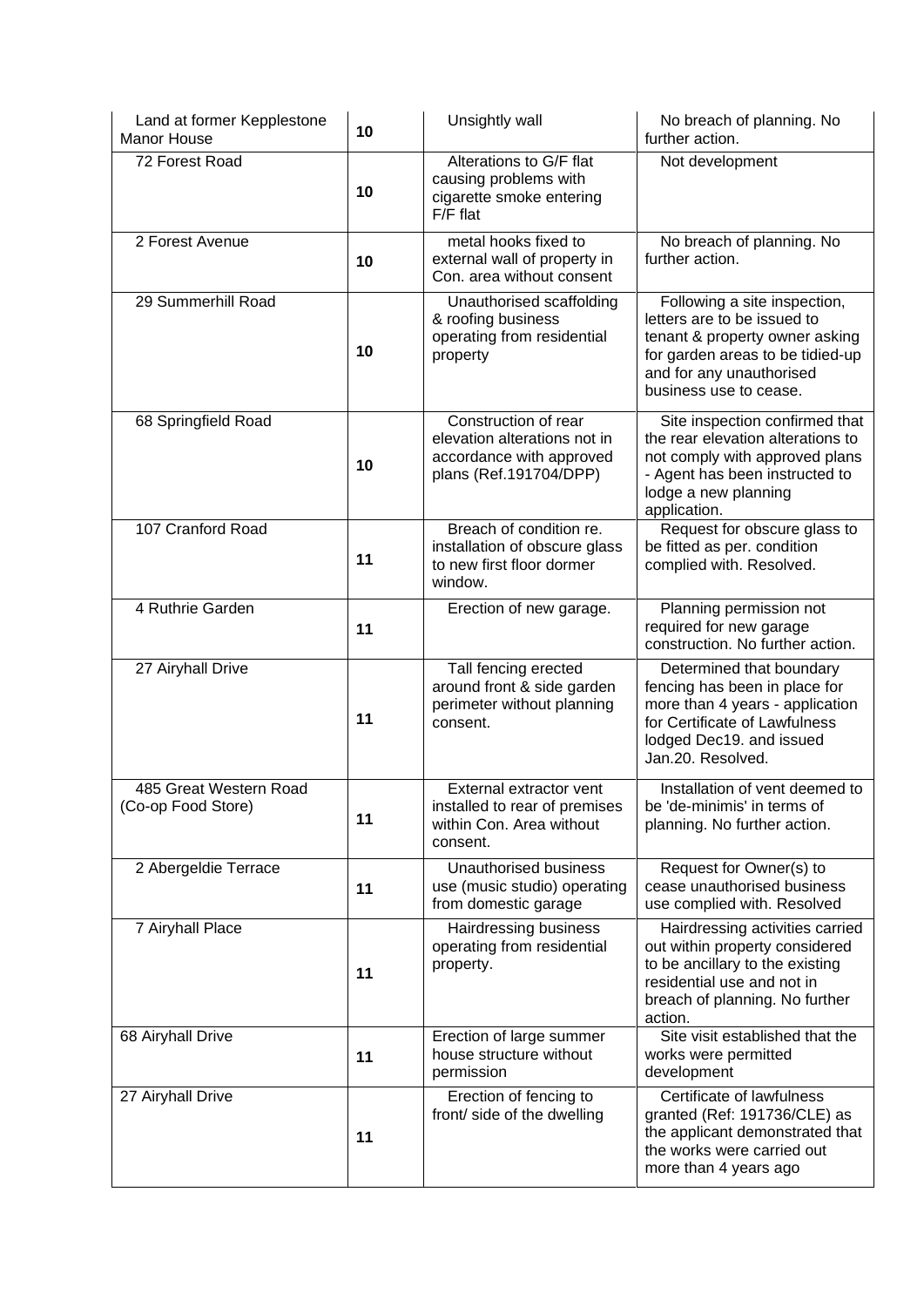| | | | |
|---|---|---|---|
| Land at former Kepplestone Manor House | **10** | Unsightly wall | No breach of planning. No further action. |
| 72 Forest Road | **10** | Alterations to G/F flat causing problems with cigarette smoke entering F/F flat | Not development |
| 2 Forest Avenue | **10** | metal hooks fixed to external wall of property in Con. area without consent | No breach of planning. No further action. |
| 29 Summerhill Road | **10** | Unauthorised scaffolding & roofing business operating from residential property | Following a site inspection, letters are to be issued to tenant & property owner asking for garden areas to be tidied-up and for any unauthorised business use to cease. |
| 68 Springfield Road | **10** | Construction of rear elevation alterations not in accordance with approved plans (Ref.191704/DPP) | Site inspection confirmed that the rear elevation alterations to not comply with approved plans - Agent has been instructed to lodge a new planning application. |
| 107 Cranford Road | **11** | Breach of condition re. installation of obscure glass to new first floor dormer window. | Request for obscure glass to be fitted as per. condition complied with. Resolved. |
| 4 Ruthrie Garden | **11** | Erection of new garage. | Planning permission not required for new garage construction. No further action. |
| 27 Airyhall Drive | **11** | Tall fencing erected around front & side garden perimeter without planning consent. | Determined that boundary fencing has been in place for more than 4 years - application for Certificate of Lawfulness lodged Dec19. and issued Jan.20. Resolved. |
| 485 Great Western Road (Co-op Food Store) | **11** | External extractor vent installed to rear of premises within Con. Area without consent. | Installation of vent deemed to be 'de-minimis' in terms of planning. No further action. |
| 2 Abergeldie Terrace | **11** | Unauthorised business use (music studio) operating from domestic garage | Request for Owner(s) to cease unauthorised business use complied with. Resolved |
| 7 Airyhall Place | **11** | Hairdressing business operating from residential property. | Hairdressing activities carried out within property considered to be ancillary to the existing residential use and not in breach of planning. No further action. |
| 68 Airyhall Drive | **11** | Erection of large summer house structure without permission | Site visit established that the works were permitted development |
| 27 Airyhall Drive | **11** | Erection of fencing to front/ side of the dwelling | Certificate of lawfulness granted (Ref: 191736/CLE) as the applicant demonstrated that the works were carried out more than 4 years ago |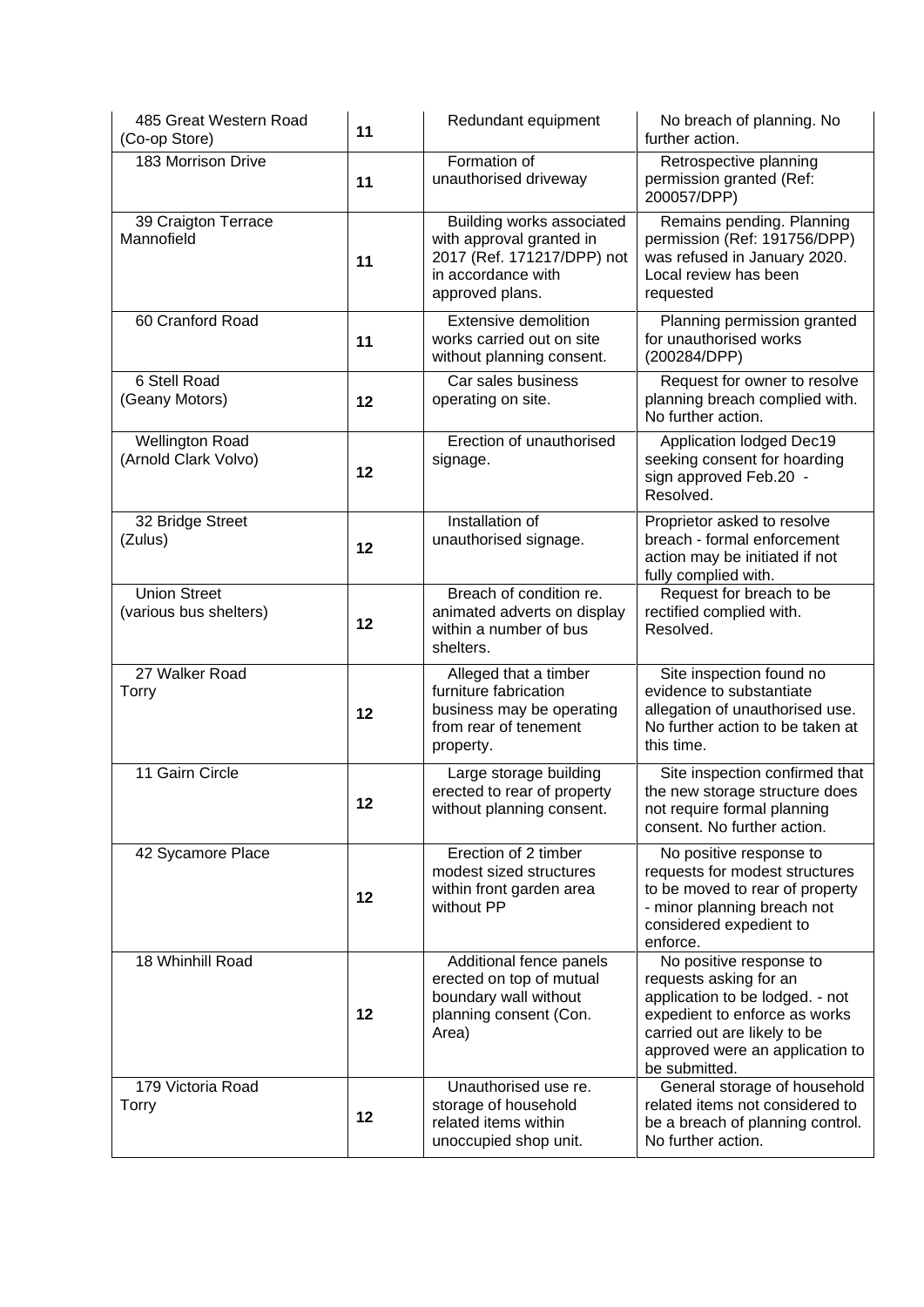| | | | |
|---|---|---|---|
| 485 Great Western Road (Co-op Store) | 11 | Redundant equipment | No breach of planning. No further action. |
| 183 Morrison Drive | 11 | Formation of unauthorised driveway | Retrospective planning permission granted (Ref: 200057/DPP) |
| 39 Craigton Terrace Mannofield | 11 | Building works associated with approval granted in 2017 (Ref. 171217/DPP) not in accordance with approved plans. | Remains pending. Planning permission (Ref: 191756/DPP) was refused in January 2020. Local review has been requested |
| 60 Cranford Road | 11 | Extensive demolition works carried out on site without planning consent. | Planning permission granted for unauthorised works (200284/DPP) |
| 6 Stell Road (Geany Motors) | 12 | Car sales business operating on site. | Request for owner to resolve planning breach complied with. No further action. |
| Wellington Road (Arnold Clark Volvo) | 12 | Erection of unauthorised signage. | Application lodged Dec19 seeking consent for hoarding sign approved Feb.20 - Resolved. |
| 32 Bridge Street (Zulus) | 12 | Installation of unauthorised signage. | Proprietor asked to resolve breach - formal enforcement action may be initiated if not fully complied with. |
| Union Street (various bus shelters) | 12 | Breach of condition re. animated adverts on display within a number of bus shelters. | Request for breach to be rectified complied with. Resolved. |
| 27 Walker Road Torry | 12 | Alleged that a timber furniture fabrication business may be operating from rear of tenement property. | Site inspection found no evidence to substantiate allegation of unauthorised use. No further action to be taken at this time. |
| 11 Gairn Circle | 12 | Large storage building erected to rear of property without planning consent. | Site inspection confirmed that the new storage structure does not require formal planning consent. No further action. |
| 42 Sycamore Place | 12 | Erection of 2 timber modest sized structures within front garden area without PP | No positive response to requests for modest structures to be moved to rear of property - minor planning breach not considered expedient to enforce. |
| 18 Whinhill Road | 12 | Additional fence panels erected on top of mutual boundary wall without planning consent (Con. Area) | No positive response to requests asking for an application to be lodged. - not expedient to enforce as works carried out are likely to be approved were an application to be submitted. |
| 179 Victoria Road Torry | 12 | Unauthorised use re. storage of household related items within unoccupied shop unit. | General storage of household related items not considered to be a breach of planning control. No further action. |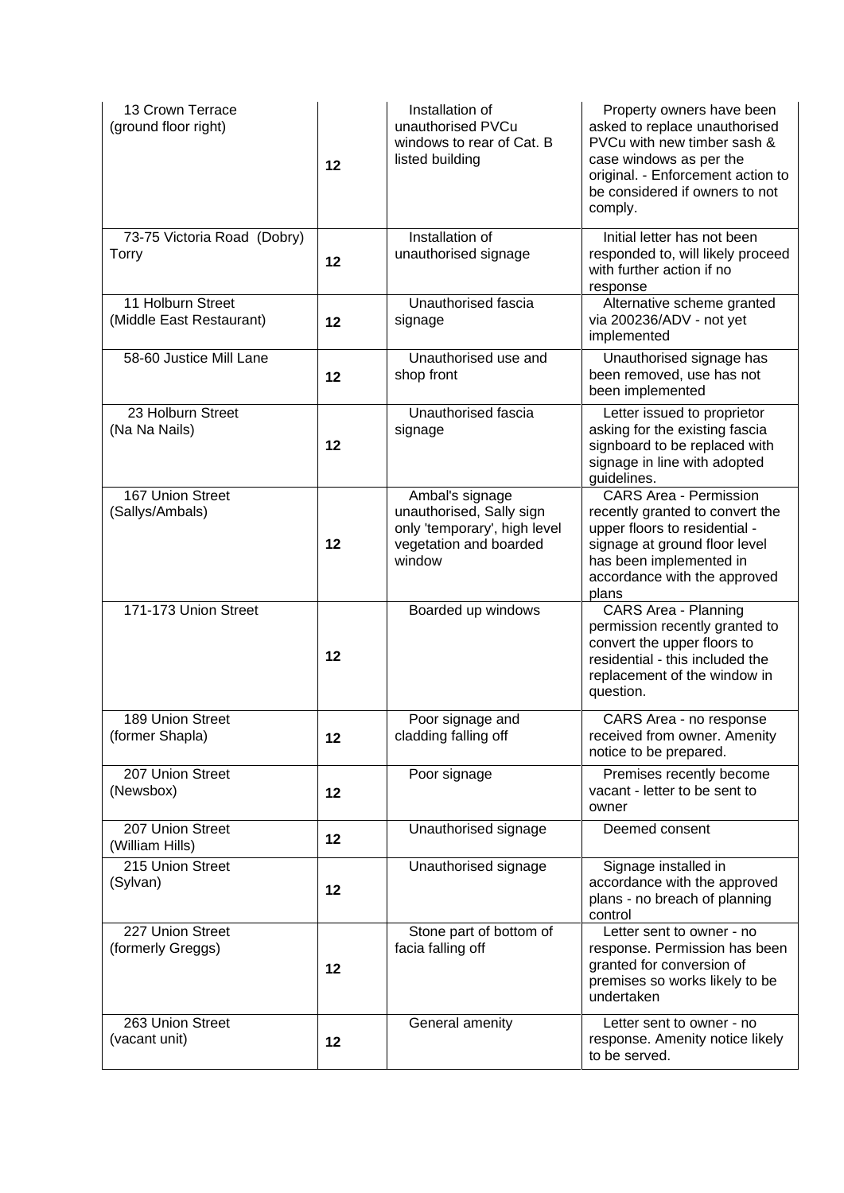| | | | |
|---|---|---|---|
| 13 Crown Terrace (ground floor right) | 12 | Installation of unauthorised PVCu windows to rear of Cat. B listed building | Property owners have been asked to replace unauthorised PVCu with new timber sash & case windows as per the original. - Enforcement action to be considered if owners to not comply. |
| 73-75 Victoria Road (Dobry) Torry | 12 | Installation of unauthorised signage | Initial letter has not been responded to, will likely proceed with further action if no response |
| 11 Holburn Street (Middle East Restaurant) | 12 | Unauthorised fascia signage | Alternative scheme granted via 200236/ADV - not yet implemented |
| 58-60 Justice Mill Lane | 12 | Unauthorised use and shop front | Unauthorised signage has been removed, use has not been implemented |
| 23 Holburn Street (Na Na Nails) | 12 | Unauthorised fascia signage | Letter issued to proprietor asking for the existing fascia signboard to be replaced with signage in line with adopted guidelines. |
| 167 Union Street (Sallys/Ambals) | 12 | Ambal's signage unauthorised, Sally sign only 'temporary', high level vegetation and boarded window | CARS Area - Permission recently granted to convert the upper floors to residential - signage at ground floor level has been implemented in accordance with the approved plans |
| 171-173 Union Street | 12 | Boarded up windows | CARS Area - Planning permission recently granted to convert the upper floors to residential - this included the replacement of the window in question. |
| 189 Union Street (former Shapla) | 12 | Poor signage and cladding falling off | CARS Area - no response received from owner. Amenity notice to be prepared. |
| 207 Union Street (Newsbox) | 12 | Poor signage | Premises recently become vacant - letter to be sent to owner |
| 207 Union Street (William Hills) | 12 | Unauthorised signage | Deemed consent |
| 215 Union Street (Sylvan) | 12 | Unauthorised signage | Signage installed in accordance with the approved plans - no breach of planning control |
| 227 Union Street (formerly Greggs) | 12 | Stone part of bottom of facia falling off | Letter sent to owner - no response. Permission has been granted for conversion of premises so works likely to be undertaken |
| 263 Union Street (vacant unit) | 12 | General amenity | Letter sent to owner - no response. Amenity notice likely to be served. |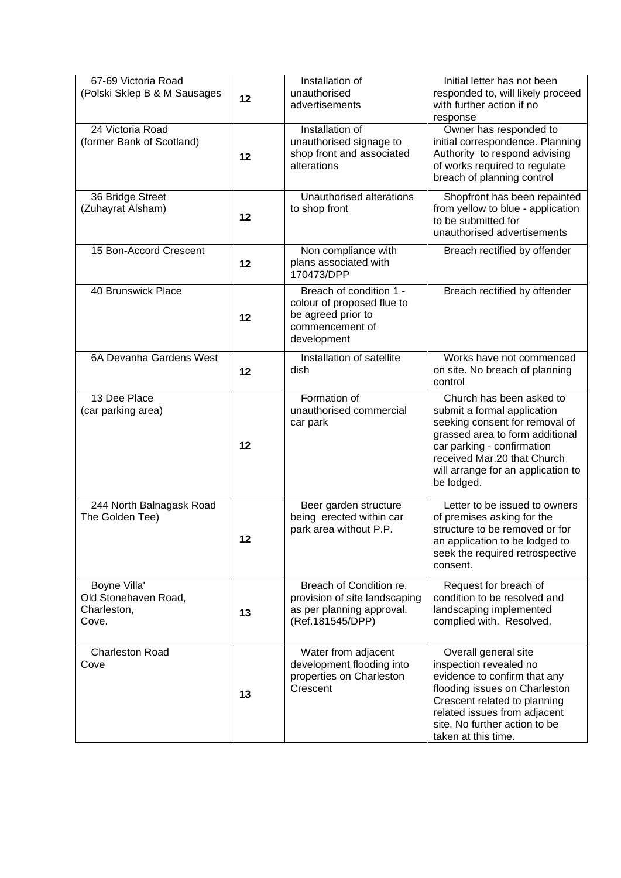| | | | |
|---|---|---|---|
| 67-69 Victoria Road (Polski Sklep B & M Sausages | 12 | Installation of unauthorised advertisements | Initial letter has not been responded to, will likely proceed with further action if no response |
| 24 Victoria Road (former Bank of Scotland) | 12 | Installation of unauthorised signage to shop front and associated alterations | Owner has responded to initial correspondence. Planning Authority to respond advising of works required to regulate breach of planning control |
| 36 Bridge Street (Zuhayrat Alsham) | 12 | Unauthorised alterations to shop front | Shopfront has been repainted from yellow to blue - application to be submitted for unauthorised advertisements |
| 15 Bon-Accord Crescent | 12 | Non compliance with plans associated with 170473/DPP | Breach rectified by offender |
| 40 Brunswick Place | 12 | Breach of condition 1 - colour of proposed flue to be agreed prior to commencement of development | Breach rectified by offender |
| 6A Devanha Gardens West | 12 | Installation of satellite dish | Works have not commenced on site. No breach of planning control |
| 13 Dee Place (car parking area) | 12 | Formation of unauthorised commercial car park | Church has been asked to submit a formal application seeking consent for removal of grassed area to form additional car parking - confirmation received Mar.20 that Church will arrange for an application to be lodged. |
| 244 North Balnagask Road The Golden Tee) | 12 | Beer garden structure being erected within car park area without P.P. | Letter to be issued to owners of premises asking for the structure to be removed or for an application to be lodged to seek the required retrospective consent. |
| Boyne Villa' Old Stonehaven Road, Charleston, Cove. | 13 | Breach of Condition re. provision of site landscaping as per planning approval. (Ref.181545/DPP) | Request for breach of condition to be resolved and landscaping implemented complied with. Resolved. |
| Charleston Road Cove | 13 | Water from adjacent development flooding into properties on Charleston Crescent | Overall general site inspection revealed no evidence to confirm that any flooding issues on Charleston Crescent related to planning related issues from adjacent site. No further action to be taken at this time. |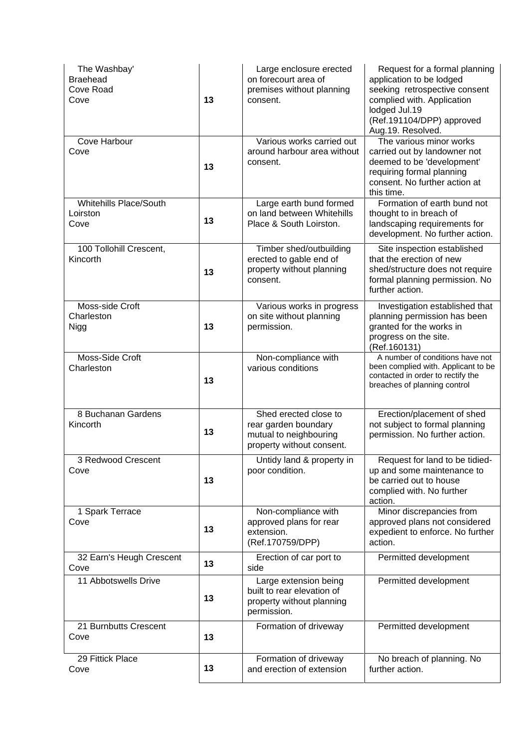| | | | |
|---|---|---|---|
| The Washbay' Braehead Cove Road Cove | 13 | Large enclosure erected on forecourt area of premises without planning consent. | Request for a formal planning application to be lodged seeking retrospective consent complied with. Application lodged Jul.19 (Ref.191104/DPP) approved Aug.19. Resolved. |
| Cove Harbour Cove | 13 | Various works carried out around harbour area without consent. | The various minor works carried out by landowner not deemed to be 'development' requiring formal planning consent. No further action at this time. |
| Whitehills Place/South Loirston Cove | 13 | Large earth bund formed on land between Whitehills Place & South Loirston. | Formation of earth bund not thought to in breach of landscaping requirements for development. No further action. |
| 100 Tollohill Crescent, Kincorth | 13 | Timber shed/outbuilding erected to gable end of property without planning consent. | Site inspection established that the erection of new shed/structure does not require formal planning permission. No further action. |
| Moss-side Croft Charleston Nigg | 13 | Various works in progress on site without planning permission. | Investigation established that planning permission has been granted for the works in progress on the site. (Ref.160131) |
| Moss-Side Croft Charleston | 13 | Non-compliance with various conditions | A number of conditions have not been complied with. Applicant to be contacted in order to rectify the breaches of planning control |
| 8 Buchanan Gardens Kincorth | 13 | Shed erected close to rear garden boundary mutual to neighbouring property without consent. | Erection/placement of shed not subject to formal planning permission. No further action. |
| 3 Redwood Crescent Cove | 13 | Untidy land & property in poor condition. | Request for land to be tidied-up and some maintenance to be carried out to house complied with. No further action. |
| 1 Spark Terrace Cove | 13 | Non-compliance with approved plans for rear extension. (Ref.170759/DPP) | Minor discrepancies from approved plans not considered expedient to enforce. No further action. |
| 32 Earn's Heugh Crescent Cove | 13 | Erection of car port to side | Permitted development |
| 11 Abbotswells Drive | 13 | Large extension being built to rear elevation of property without planning permission. | Permitted development |
| 21 Burnbutts Crescent Cove | 13 | Formation of driveway | Permitted development |
| 29 Fittick Place Cove | 13 | Formation of driveway and erection of extension | No breach of planning. No further action. |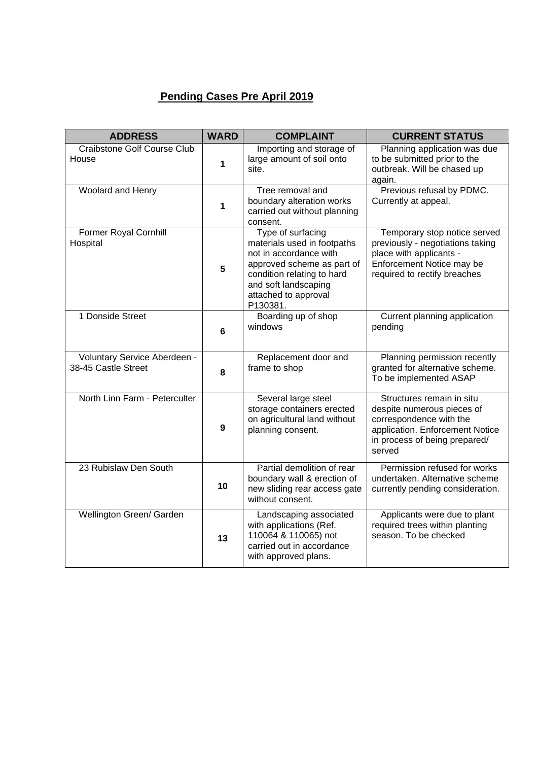## Pending Cases Pre April 2019

| ADDRESS | WARD | COMPLAINT | CURRENT STATUS |
|---|---|---|---|
| Craibstone Golf Course Club House | 1 | Importing and storage of large amount of soil onto site. | Planning application was due to be submitted prior to the outbreak. Will be chased up again. |
| Woolard and Henry | 1 | Tree removal and boundary alteration works carried out without planning consent. | Previous refusal by PDMC. Currently at appeal. |
| Former Royal Cornhill Hospital | 5 | Type of surfacing materials used in footpaths not in accordance with approved scheme as part of condition relating to hard and soft landscaping attached to approval P130381. | Temporary stop notice served previously - negotiations taking place with applicants - Enforcement Notice may be required to rectify breaches |
| 1 Donside Street | 6 | Boarding up of shop windows | Current planning application pending |
| Voluntary Service Aberdeen - 38-45 Castle Street | 8 | Replacement door and frame to shop | Planning permission recently granted for alternative scheme. To be implemented ASAP |
| North Linn Farm - Peterculter | 9 | Several large steel storage containers erected on agricultural land without planning consent. | Structures remain in situ despite numerous pieces of correspondence with the application. Enforcement Notice in process of being prepared/ served |
| 23 Rubislaw Den South | 10 | Partial demolition of rear boundary wall & erection of new sliding rear access gate without consent. | Permission refused for works undertaken. Alternative scheme currently pending consideration. |
| Wellington Green/ Garden | 13 | Landscaping associated with applications (Ref. 110064 & 110065) not carried out in accordance with approved plans. | Applicants were due to plant required trees within planting season. To be checked |